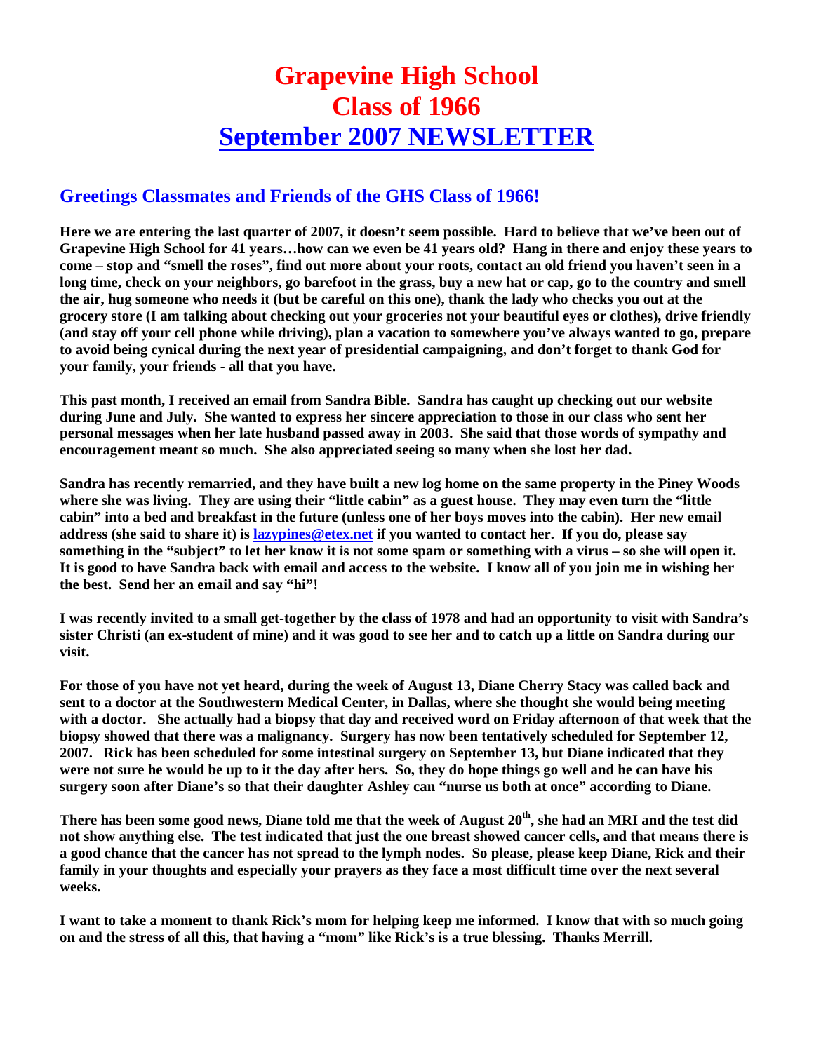# Grapevine High School
# Class of 1966
# September 2007 NEWSLETTER

## Greetings Classmates and Friends of the GHS Class of 1966!

**Here we are entering the last quarter of 2007, it doesn't seem possible. Hard to believe that we've been out of Grapevine High School for 41 years…how can we even be 41 years old? Hang in there and enjoy these years to come – stop and "smell the roses", find out more about your roots, contact an old friend you haven't seen in a long time, check on your neighbors, go barefoot in the grass, buy a new hat or cap, go to the country and smell the air, hug someone who needs it (but be careful on this one), thank the lady who checks you out at the grocery store (I am talking about checking out your groceries not your beautiful eyes or clothes), drive friendly (and stay off your cell phone while driving), plan a vacation to somewhere you've always wanted to go, prepare to avoid being cynical during the next year of presidential campaigning, and don't forget to thank God for your family, your friends - all that you have.**

**This past month, I received an email from Sandra Bible. Sandra has caught up checking out our website during June and July. She wanted to express her sincere appreciation to those in our class who sent her personal messages when her late husband passed away in 2003. She said that those words of sympathy and encouragement meant so much. She also appreciated seeing so many when she lost her dad.**

**Sandra has recently remarried, and they have built a new log home on the same property in the Piney Woods where she was living. They are using their "little cabin" as a guest house. They may even turn the "little cabin" into a bed and breakfast in the future (unless one of her boys moves into the cabin). Her new email address (she said to share it) is lazypines@etex.net if you wanted to contact her. If you do, please say something in the "subject" to let her know it is not some spam or something with a virus – so she will open it. It is good to have Sandra back with email and access to the website. I know all of you join me in wishing her the best. Send her an email and say "hi"!**

**I was recently invited to a small get-together by the class of 1978 and had an opportunity to visit with Sandra's sister Christi (an ex-student of mine) and it was good to see her and to catch up a little on Sandra during our visit.**

**For those of you have not yet heard, during the week of August 13, Diane Cherry Stacy was called back and sent to a doctor at the Southwestern Medical Center, in Dallas, where she thought she would being meeting with a doctor. She actually had a biopsy that day and received word on Friday afternoon of that week that the biopsy showed that there was a malignancy. Surgery has now been tentatively scheduled for September 12, 2007. Rick has been scheduled for some intestinal surgery on September 13, but Diane indicated that they were not sure he would be up to it the day after hers. So, they do hope things go well and he can have his surgery soon after Diane's so that their daughter Ashley can "nurse us both at once" according to Diane.**

**There has been some good news, Diane told me that the week of August 20th, she had an MRI and the test did not show anything else. The test indicated that just the one breast showed cancer cells, and that means there is a good chance that the cancer has not spread to the lymph nodes. So please, please keep Diane, Rick and their family in your thoughts and especially your prayers as they face a most difficult time over the next several weeks.**

**I want to take a moment to thank Rick's mom for helping keep me informed. I know that with so much going on and the stress of all this, that having a "mom" like Rick's is a true blessing. Thanks Merrill.**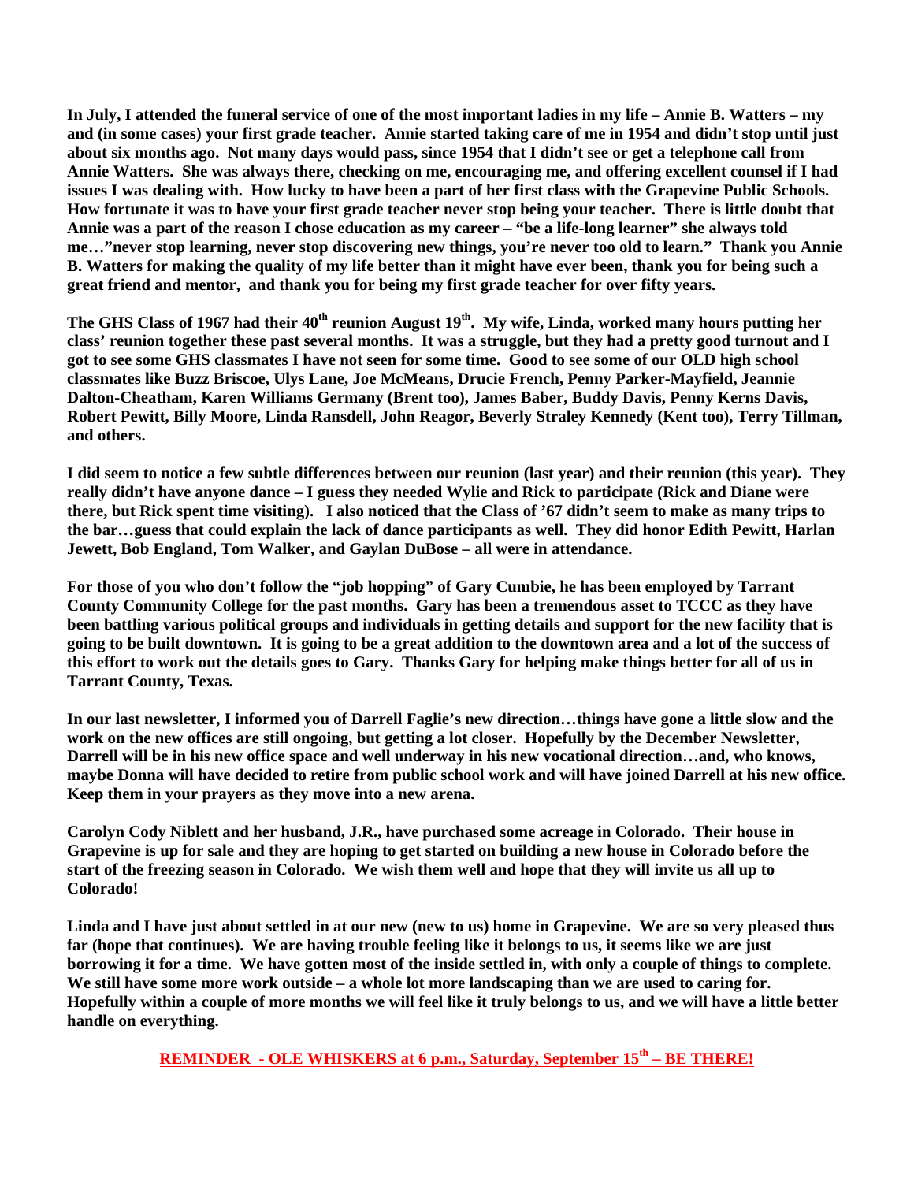**In July, I attended the funeral service of one of the most important ladies in my life – Annie B. Watters – my and (in some cases) your first grade teacher. Annie started taking care of me in 1954 and didn't stop until just about six months ago. Not many days would pass, since 1954 that I didn't see or get a telephone call from Annie Watters. She was always there, checking on me, encouraging me, and offering excellent counsel if I had issues I was dealing with. How lucky to have been a part of her first class with the Grapevine Public Schools. How fortunate it was to have your first grade teacher never stop being your teacher. There is little doubt that Annie was a part of the reason I chose education as my career – "be a life-long learner" she always told me…"never stop learning, never stop discovering new things, you're never too old to learn." Thank you Annie B. Watters for making the quality of my life better than it might have ever been, thank you for being such a great friend and mentor, and thank you for being my first grade teacher for over fifty years.**

**The GHS Class of 1967 had their 40th reunion August 19th. My wife, Linda, worked many hours putting her class' reunion together these past several months. It was a struggle, but they had a pretty good turnout and I got to see some GHS classmates I have not seen for some time. Good to see some of our OLD high school classmates like Buzz Briscoe, Ulys Lane, Joe McMeans, Drucie French, Penny Parker-Mayfield, Jeannie Dalton-Cheatham, Karen Williams Germany (Brent too), James Baber, Buddy Davis, Penny Kerns Davis, Robert Pewitt, Billy Moore, Linda Ransdell, John Reagor, Beverly Straley Kennedy (Kent too), Terry Tillman, and others.**

**I did seem to notice a few subtle differences between our reunion (last year) and their reunion (this year). They really didn't have anyone dance – I guess they needed Wylie and Rick to participate (Rick and Diane were there, but Rick spent time visiting). I also noticed that the Class of '67 didn't seem to make as many trips to the bar…guess that could explain the lack of dance participants as well. They did honor Edith Pewitt, Harlan Jewett, Bob England, Tom Walker, and Gaylan DuBose – all were in attendance.**

**For those of you who don't follow the "job hopping" of Gary Cumbie, he has been employed by Tarrant County Community College for the past months. Gary has been a tremendous asset to TCCC as they have been battling various political groups and individuals in getting details and support for the new facility that is going to be built downtown. It is going to be a great addition to the downtown area and a lot of the success of this effort to work out the details goes to Gary. Thanks Gary for helping make things better for all of us in Tarrant County, Texas.**

**In our last newsletter, I informed you of Darrell Faglie's new direction…things have gone a little slow and the work on the new offices are still ongoing, but getting a lot closer. Hopefully by the December Newsletter, Darrell will be in his new office space and well underway in his new vocational direction…and, who knows, maybe Donna will have decided to retire from public school work and will have joined Darrell at his new office. Keep them in your prayers as they move into a new arena.**

**Carolyn Cody Niblett and her husband, J.R., have purchased some acreage in Colorado. Their house in Grapevine is up for sale and they are hoping to get started on building a new house in Colorado before the start of the freezing season in Colorado. We wish them well and hope that they will invite us all up to Colorado!**

**Linda and I have just about settled in at our new (new to us) home in Grapevine. We are so very pleased thus far (hope that continues). We are having trouble feeling like it belongs to us, it seems like we are just borrowing it for a time. We have gotten most of the inside settled in, with only a couple of things to complete. We still have some more work outside – a whole lot more landscaping than we are used to caring for. Hopefully within a couple of more months we will feel like it truly belongs to us, and we will have a little better handle on everything.**

**REMINDER - OLE WHISKERS at 6 p.m., Saturday, September 15th – BE THERE!**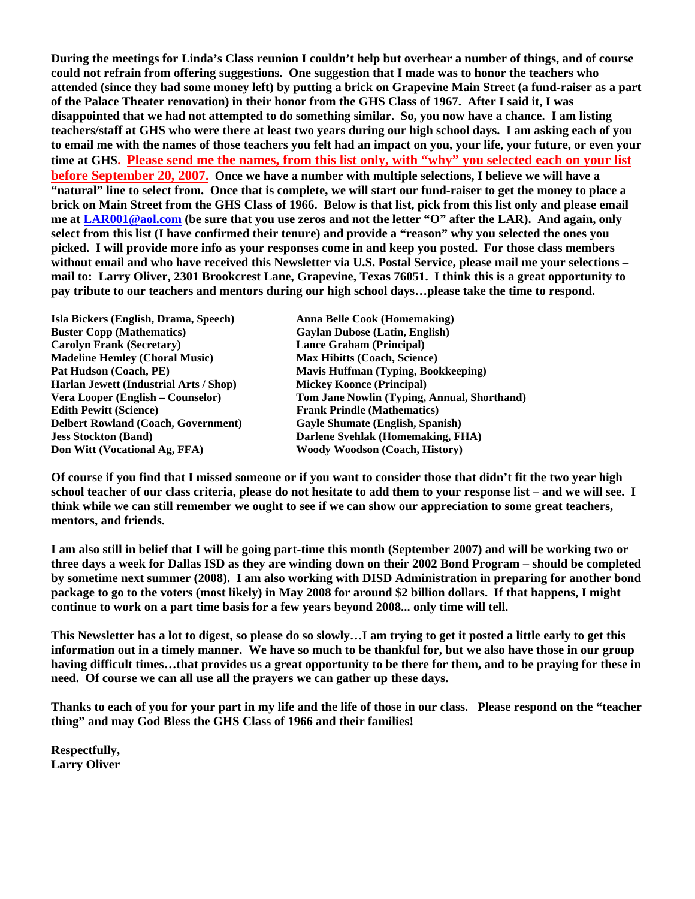**During the meetings for Linda's Class reunion I couldn't help but overhear a number of things, and of course could not refrain from offering suggestions. One suggestion that I made was to honor the teachers who attended (since they had some money left) by putting a brick on Grapevine Main Street (a fund-raiser as a part of the Palace Theater renovation) in their honor from the GHS Class of 1967. After I said it, I was disappointed that we had not attempted to do something similar. So, you now have a chance. I am listing teachers/staff at GHS who were there at least two years during our high school days. I am asking each of you to email me with the names of those teachers you felt had an impact on you, your life, your future, or even your time at GHS. Please send me the names, from this list only, with "why" you selected each on your list before September 20, 2007. Once we have a number with multiple selections, I believe we will have a "natural" line to select from. Once that is complete, we will start our fund-raiser to get the money to place a brick on Main Street from the GHS Class of 1966. Below is that list, pick from this list only and please email me at LAR001@aol.com (be sure that you use zeros and not the letter "O" after the LAR). And again, only select from this list (I have confirmed their tenure) and provide a "reason" why you selected the ones you picked. I will provide more info as your responses come in and keep you posted. For those class members without email and who have received this Newsletter via U.S. Postal Service, please mail me your selections – mail to: Larry Oliver, 2301 Brookcrest Lane, Grapevine, Texas 76051. I think this is a great opportunity to pay tribute to our teachers and mentors during our high school days…please take the time to respond.**

| | |
|---|---|
| **Isla Bickers (English, Drama, Speech)** | **Anna Belle Cook (Homemaking)** |
| **Buster Copp (Mathematics)** | **Gaylan Dubose (Latin, English)** |
| **Carolyn Frank (Secretary)** | **Lance Graham (Principal)** |
| **Madeline Hemley (Choral Music)** | **Max Hibitts (Coach, Science)** |
| **Pat Hudson (Coach, PE)** | **Mavis Huffman (Typing, Bookkeeping)** |
| **Harlan Jewett (Industrial Arts / Shop)** | **Mickey Koonce (Principal)** |
| **Vera Looper (English – Counselor)** | **Tom Jane Nowlin (Typing, Annual, Shorthand)** |
| **Edith Pewitt (Science)** | **Frank Prindle (Mathematics)** |
| **Delbert Rowland (Coach, Government)** | **Gayle Shumate (English, Spanish)** |
| **Jess Stockton (Band)** | **Darlene Svehlak (Homemaking, FHA)** |
| **Don Witt (Vocational Ag, FFA)** | **Woody Woodson (Coach, History)** |

**Of course if you find that I missed someone or if you want to consider those that didn't fit the two year high school teacher of our class criteria, please do not hesitate to add them to your response list – and we will see. I think while we can still remember we ought to see if we can show our appreciation to some great teachers, mentors, and friends.**

**I am also still in belief that I will be going part-time this month (September 2007) and will be working two or three days a week for Dallas ISD as they are winding down on their 2002 Bond Program – should be completed by sometime next summer (2008). I am also working with DISD Administration in preparing for another bond package to go to the voters (most likely) in May 2008 for around $2 billion dollars. If that happens, I might continue to work on a part time basis for a few years beyond 2008... only time will tell.**

**This Newsletter has a lot to digest, so please do so slowly…I am trying to get it posted a little early to get this information out in a timely manner. We have so much to be thankful for, but we also have those in our group having difficult times…that provides us a great opportunity to be there for them, and to be praying for these in need. Of course we can all use all the prayers we can gather up these days.**

**Thanks to each of you for your part in my life and the life of those in our class. Please respond on the "teacher thing" and may God Bless the GHS Class of 1966 and their families!**

**Respectfully,**
**Larry Oliver**